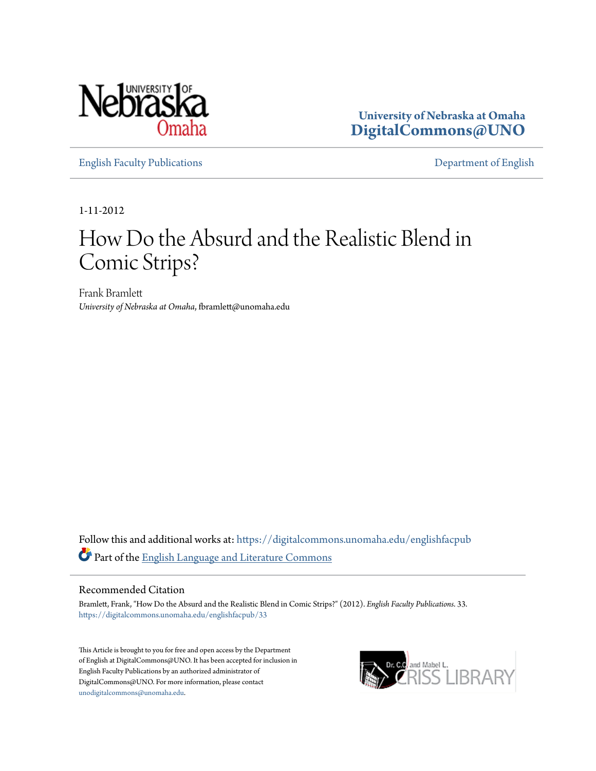University of Nebraska at Omaha
DigitalCommons@UNO

English Faculty Publications

Department of English

1-11-2012

# How Do the Absurd and the Realistic Blend in Comic Strips?

Frank Bramlett
*University of Nebraska at Omaha*, fbramlett@unomaha.edu

Follow this and additional works at: https://digitalcommons.unomaha.edu/englishfacpub

Part of the English Language and Literature Commons

## Recommended Citation

Bramlett, Frank, "How Do the Absurd and the Realistic Blend in Comic Strips?" (2012). *English Faculty Publications*. 33.
https://digitalcommons.unomaha.edu/englishfacpub/33

This Article is brought to you for free and open access by the Department of English at DigitalCommons@UNO. It has been accepted for inclusion in English Faculty Publications by an authorized administrator of DigitalCommons@UNO. For more information, please contact unodigitalcommons@unomaha.edu.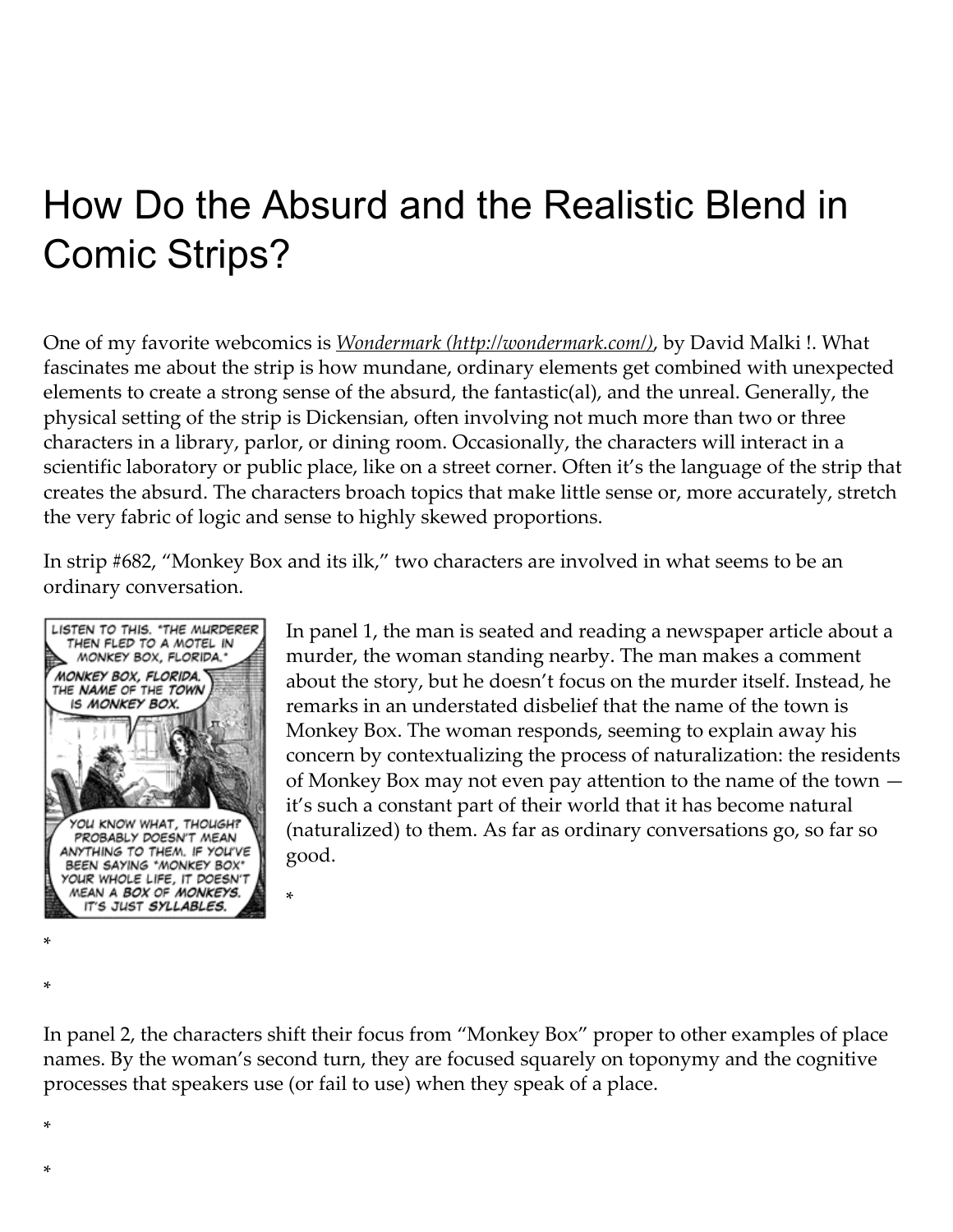# How Do the Absurd and the Realistic Blend in Comic Strips?

One of my favorite webcomics is *Wondermark (http://wondermark.com/)*, by David Malki !. What fascinates me about the strip is how mundane, ordinary elements get combined with unexpected elements to create a strong sense of the absurd, the fantastic(al), and the unreal. Generally, the physical setting of the strip is Dickensian, often involving not much more than two or three characters in a library, parlor, or dining room. Occasionally, the characters will interact in a scientific laboratory or public place, like on a street corner. Often it's the language of the strip that creates the absurd. The characters broach topics that make little sense or, more accurately, stretch the very fabric of logic and sense to highly skewed proportions.

In strip #682, "Monkey Box and its ilk," two characters are involved in what seems to be an ordinary conversation.

In panel 1, the man is seated and reading a newspaper article about a murder, the woman standing nearby. The man makes a comment about the story, but he doesn't focus on the murder itself. Instead, he remarks in an understated disbelief that the name of the town is Monkey Box. The woman responds, seeming to explain away his concern by contextualizing the process of naturalization: the residents of Monkey Box may not even pay attention to the name of the town — it's such a constant part of their world that it has become natural (naturalized) to them. As far as ordinary conversations go, so far so good.

*

*

*

In panel 2, the characters shift their focus from "Monkey Box" proper to other examples of place names. By the woman's second turn, they are focused squarely on toponymy and the cognitive processes that speakers use (or fail to use) when they speak of a place.

*

*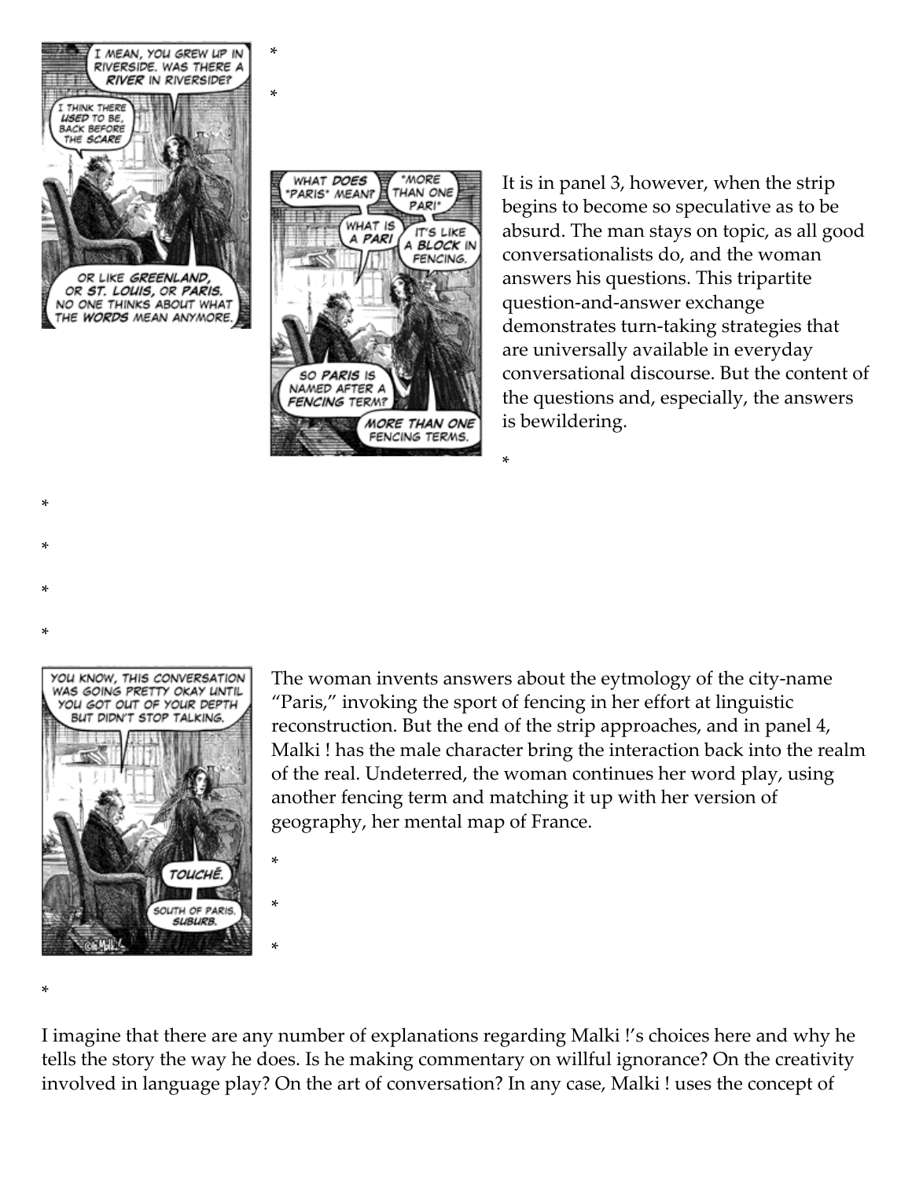It is in panel 3, however, when the strip begins to become so speculative as to be absurd. The man stays on topic, as all good conversationalists do, and the woman answers his questions. This tripartite question-and-answer exchange demonstrates turn-taking strategies that are universally available in everyday conversational discourse. But the content of the questions and, especially, the answers is bewildering.

*

The woman invents answers about the eytmology of the city-name “Paris,” invoking the sport of fencing in her effort at linguistic reconstruction. But the end of the strip approaches, and in panel 4, Malki ! has the male character bring the interaction back into the realm of the real. Undeterred, the woman continues her word play, using another fencing term and matching it up with her version of geography, her mental map of France.

*

I imagine that there are any number of explanations regarding Malki !’s choices here and why he tells the story the way he does. Is he making commentary on willful ignorance? On the creativity involved in language play? On the art of conversation? In any case, Malki ! uses the concept of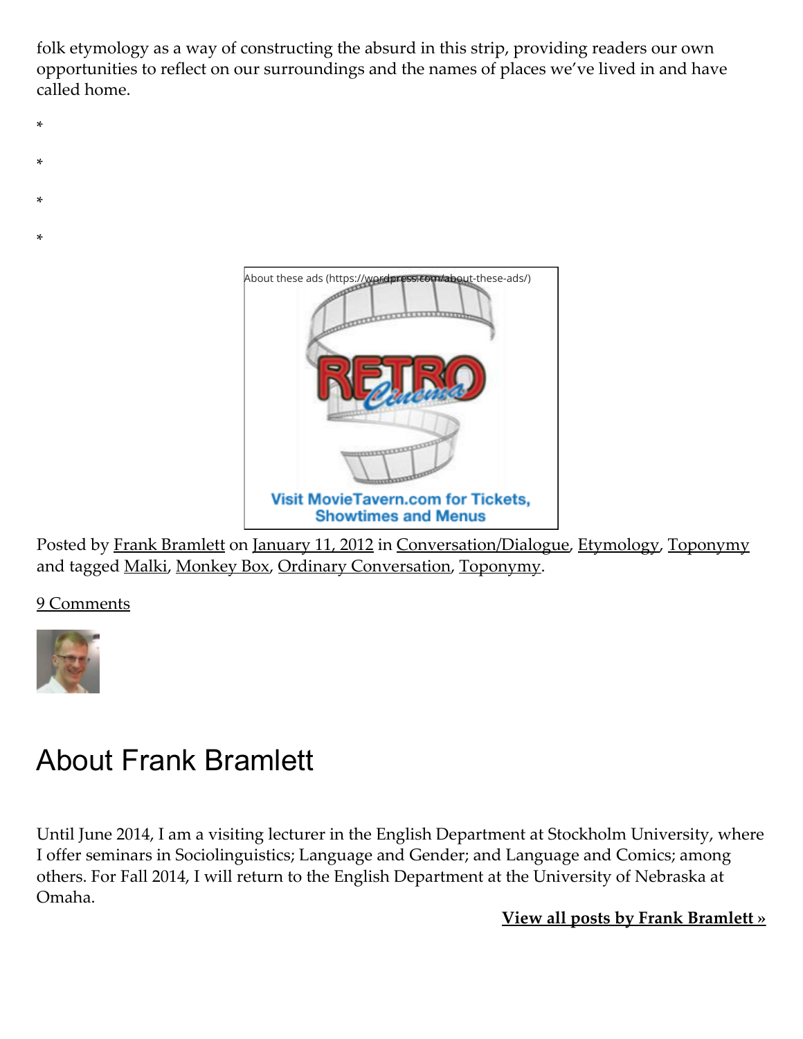folk etymology as a way of constructing the absurd in this strip, providing readers our own opportunities to reflect on our surroundings and the names of places we've lived in and have called home.

*

*

*

*

About these ads (https://wordpress.com/about-these-ads/)

RETRO Cinema

Visit MovieTavern.com for Tickets, Showtimes and Menus

Posted by Frank Bramlett on January 11, 2012 in Conversation/Dialogue, Etymology, Toponymy and tagged Malki, Monkey Box, Ordinary Conversation, Toponymy.

9 Comments

# About Frank Bramlett

Until June 2014, I am a visiting lecturer in the English Department at Stockholm University, where I offer seminars in Sociolinguistics; Language and Gender; and Language and Comics; among others. For Fall 2014, I will return to the English Department at the University of Nebraska at Omaha.

**View all posts by Frank Bramlett »**